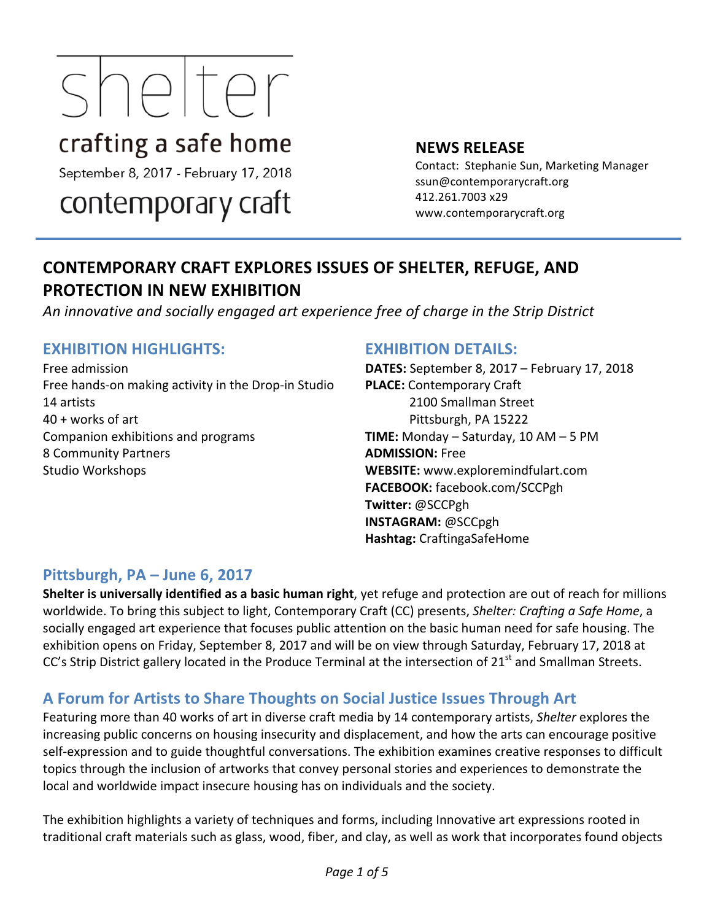# shelter

crafting a safe home

September 8, 2017 - February 17, 2018

contemporary craft

**NEWS RELEASE**

Contact: Stephanie Sun, Marketing Manager
ssun@contemporarycraft.org
412.261.7003 x29
www.contemporarycraft.org

## CONTEMPORARY CRAFT EXPLORES ISSUES OF SHELTER, REFUGE, AND PROTECTION IN NEW EXHIBITION

*An innovative and socially engaged art experience free of charge in the Strip District*

### EXHIBITION HIGHLIGHTS:

Free admission
Free hands-on making activity in the Drop-in Studio
14 artists
40 + works of art
Companion exhibitions and programs
8 Community Partners
Studio Workshops

### EXHIBITION DETAILS:

**DATES:** September 8, 2017 – February 17, 2018
**PLACE:** Contemporary Craft
2100 Smallman Street
Pittsburgh, PA 15222
**TIME:** Monday – Saturday, 10 AM – 5 PM
**ADMISSION:** Free
**WEBSITE:** www.exploremindfulart.com
**FACEBOOK:** facebook.com/SCCPgh
**Twitter:** @SCCPgh
**INSTAGRAM:** @SCCpgh
**Hashtag:** CraftingaSafeHome

### Pittsburgh, PA – June 6, 2017

**Shelter is universally identified as a basic human right**, yet refuge and protection are out of reach for millions worldwide. To bring this subject to light, Contemporary Craft (CC) presents, *Shelter: Crafting a Safe Home*, a socially engaged art experience that focuses public attention on the basic human need for safe housing. The exhibition opens on Friday, September 8, 2017 and will be on view through Saturday, February 17, 2018 at CC's Strip District gallery located in the Produce Terminal at the intersection of 21st and Smallman Streets.

### A Forum for Artists to Share Thoughts on Social Justice Issues Through Art

Featuring more than 40 works of art in diverse craft media by 14 contemporary artists, *Shelter* explores the increasing public concerns on housing insecurity and displacement, and how the arts can encourage positive self-expression and to guide thoughtful conversations. The exhibition examines creative responses to difficult topics through the inclusion of artworks that convey personal stories and experiences to demonstrate the local and worldwide impact insecure housing has on individuals and the society.

The exhibition highlights a variety of techniques and forms, including Innovative art expressions rooted in traditional craft materials such as glass, wood, fiber, and clay, as well as work that incorporates found objects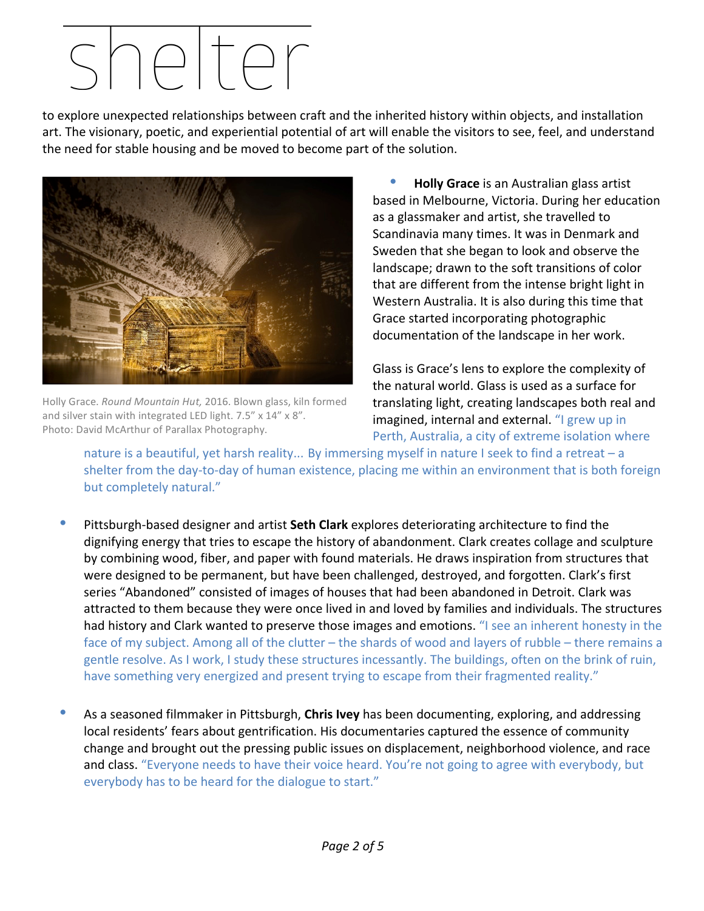# shelter

to explore unexpected relationships between craft and the inherited history within objects, and installation art. The visionary, poetic, and experiential potential of art will enable the visitors to see, feel, and understand the need for stable housing and be moved to become part of the solution.

Holly Grace. *Round Mountain Hut,* 2016. Blown glass, kiln formed and silver stain with integrated LED light. 7.5" x 14" x 8". Photo: David McArthur of Parallax Photography.

- **Holly Grace** is an Australian glass artist based in Melbourne, Victoria. During her education as a glassmaker and artist, she travelled to Scandinavia many times. It was in Denmark and Sweden that she began to look and observe the landscape; drawn to the soft transitions of color that are different from the intense bright light in Western Australia. It is also during this time that Grace started incorporating photographic documentation of the landscape in her work.

  Glass is Grace's lens to explore the complexity of the natural world. Glass is used as a surface for translating light, creating landscapes both real and imagined, internal and external. "I grew up in Perth, Australia, a city of extreme isolation where nature is a beautiful, yet harsh reality... By immersing myself in nature I seek to find a retreat – a shelter from the day-to-day of human existence, placing me within an environment that is both foreign but completely natural."

- Pittsburgh-based designer and artist **Seth Clark** explores deteriorating architecture to find the dignifying energy that tries to escape the history of abandonment. Clark creates collage and sculpture by combining wood, fiber, and paper with found materials. He draws inspiration from structures that were designed to be permanent, but have been challenged, destroyed, and forgotten. Clark's first series "Abandoned" consisted of images of houses that had been abandoned in Detroit. Clark was attracted to them because they were once lived in and loved by families and individuals. The structures had history and Clark wanted to preserve those images and emotions. "I see an inherent honesty in the face of my subject. Among all of the clutter – the shards of wood and layers of rubble – there remains a gentle resolve. As I work, I study these structures incessantly. The buildings, often on the brink of ruin, have something very energized and present trying to escape from their fragmented reality."

- As a seasoned filmmaker in Pittsburgh, **Chris Ivey** has been documenting, exploring, and addressing local residents' fears about gentrification. His documentaries captured the essence of community change and brought out the pressing public issues on displacement, neighborhood violence, and race and class. "Everyone needs to have their voice heard. You're not going to agree with everybody, but everybody has to be heard for the dialogue to start."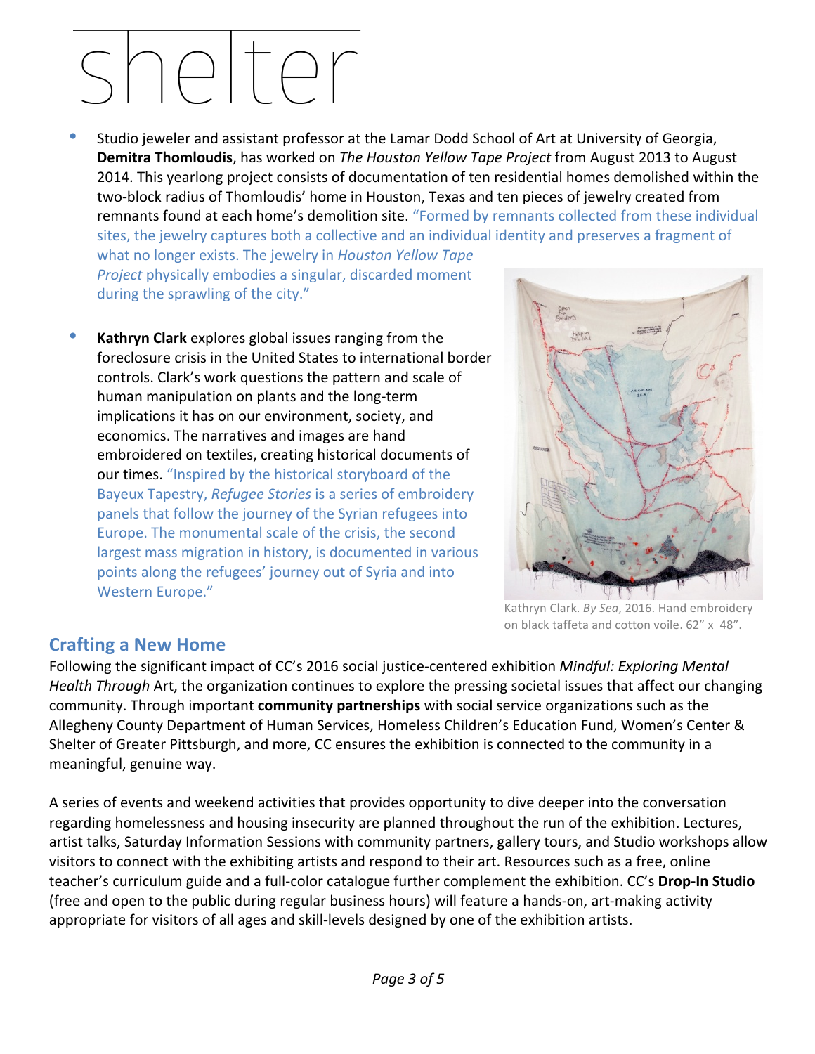# shelter

- Studio jeweler and assistant professor at the Lamar Dodd School of Art at University of Georgia, **Demitra Thomloudis**, has worked on *The Houston Yellow Tape Project* from August 2013 to August 2014. This yearlong project consists of documentation of ten residential homes demolished within the two-block radius of Thomloudis' home in Houston, Texas and ten pieces of jewelry created from remnants found at each home's demolition site. "Formed by remnants collected from these individual sites, the jewelry captures both a collective and an individual identity and preserves a fragment of what no longer exists. The jewelry in *Houston Yellow Tape Project* physically embodies a singular, discarded moment during the sprawling of the city."

- **Kathryn Clark** explores global issues ranging from the foreclosure crisis in the United States to international border controls. Clark's work questions the pattern and scale of human manipulation on plants and the long-term implications it has on our environment, society, and economics. The narratives and images are hand embroidered on textiles, creating historical documents of our times. "Inspired by the historical storyboard of the Bayeux Tapestry, *Refugee Stories* is a series of embroidery panels that follow the journey of the Syrian refugees into Europe. The monumental scale of the crisis, the second largest mass migration in history, is documented in various points along the refugees' journey out of Syria and into Western Europe."

Kathryn Clark. *By Sea*, 2016. Hand embroidery on black taffeta and cotton voile. 62" x 48".

## Crafting a New Home

Following the significant impact of CC's 2016 social justice-centered exhibition *Mindful: Exploring Mental Health Through* Art, the organization continues to explore the pressing societal issues that affect our changing community. Through important **community partnerships** with social service organizations such as the Allegheny County Department of Human Services, Homeless Children's Education Fund, Women's Center & Shelter of Greater Pittsburgh, and more, CC ensures the exhibition is connected to the community in a meaningful, genuine way.

A series of events and weekend activities that provides opportunity to dive deeper into the conversation regarding homelessness and housing insecurity are planned throughout the run of the exhibition. Lectures, artist talks, Saturday Information Sessions with community partners, gallery tours, and Studio workshops allow visitors to connect with the exhibiting artists and respond to their art. Resources such as a free, online teacher's curriculum guide and a full-color catalogue further complement the exhibition. CC's **Drop-In Studio** (free and open to the public during regular business hours) will feature a hands-on, art-making activity appropriate for visitors of all ages and skill-levels designed by one of the exhibition artists.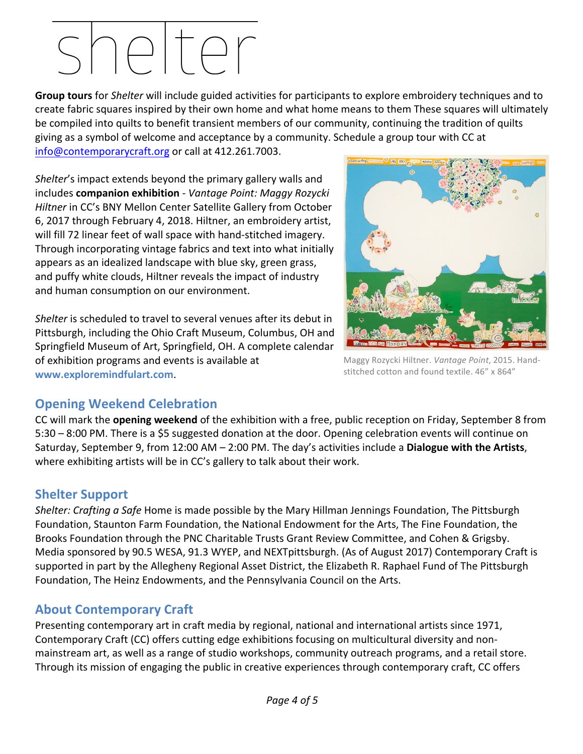# shelter

**Group tours** for *Shelter* will include guided activities for participants to explore embroidery techniques and to create fabric squares inspired by their own home and what home means to them These squares will ultimately be compiled into quilts to benefit transient members of our community, continuing the tradition of quilts giving as a symbol of welcome and acceptance by a community. Schedule a group tour with CC at info@contemporarycraft.org or call at 412.261.7003.

*Shelter*'s impact extends beyond the primary gallery walls and includes **companion exhibition** - *Vantage Point: Maggy Rozycki Hiltner* in CC's BNY Mellon Center Satellite Gallery from October 6, 2017 through February 4, 2018. Hiltner, an embroidery artist, will fill 72 linear feet of wall space with hand-stitched imagery. Through incorporating vintage fabrics and text into what initially appears as an idealized landscape with blue sky, green grass, and puffy white clouds, Hiltner reveals the impact of industry and human consumption on our environment.

*Shelter* is scheduled to travel to several venues after its debut in Pittsburgh, including the Ohio Craft Museum, Columbus, OH and Springfield Museum of Art, Springfield, OH. A complete calendar of exhibition programs and events is available at **www.exploremindfulart.com**.

Maggy Rozycki Hiltner. *Vantage Point*, 2015. Hand-stitched cotton and found textile. 46" x 864"

## Opening Weekend Celebration

CC will mark the **opening weekend** of the exhibition with a free, public reception on Friday, September 8 from 5:30 – 8:00 PM. There is a $5 suggested donation at the door. Opening celebration events will continue on Saturday, September 9, from 12:00 AM – 2:00 PM. The day's activities include a **Dialogue with the Artists**, where exhibiting artists will be in CC's gallery to talk about their work.

## Shelter Support

*Shelter: Crafting a Safe* Home is made possible by the Mary Hillman Jennings Foundation, The Pittsburgh Foundation, Staunton Farm Foundation, the National Endowment for the Arts, The Fine Foundation, the Brooks Foundation through the PNC Charitable Trusts Grant Review Committee, and Cohen & Grigsby. Media sponsored by 90.5 WESA, 91.3 WYEP, and NEXTpittsburgh. (As of August 2017) Contemporary Craft is supported in part by the Allegheny Regional Asset District, the Elizabeth R. Raphael Fund of The Pittsburgh Foundation, The Heinz Endowments, and the Pennsylvania Council on the Arts.

## About Contemporary Craft

Presenting contemporary art in craft media by regional, national and international artists since 1971, Contemporary Craft (CC) offers cutting edge exhibitions focusing on multicultural diversity and non-mainstream art, as well as a range of studio workshops, community outreach programs, and a retail store. Through its mission of engaging the public in creative experiences through contemporary craft, CC offers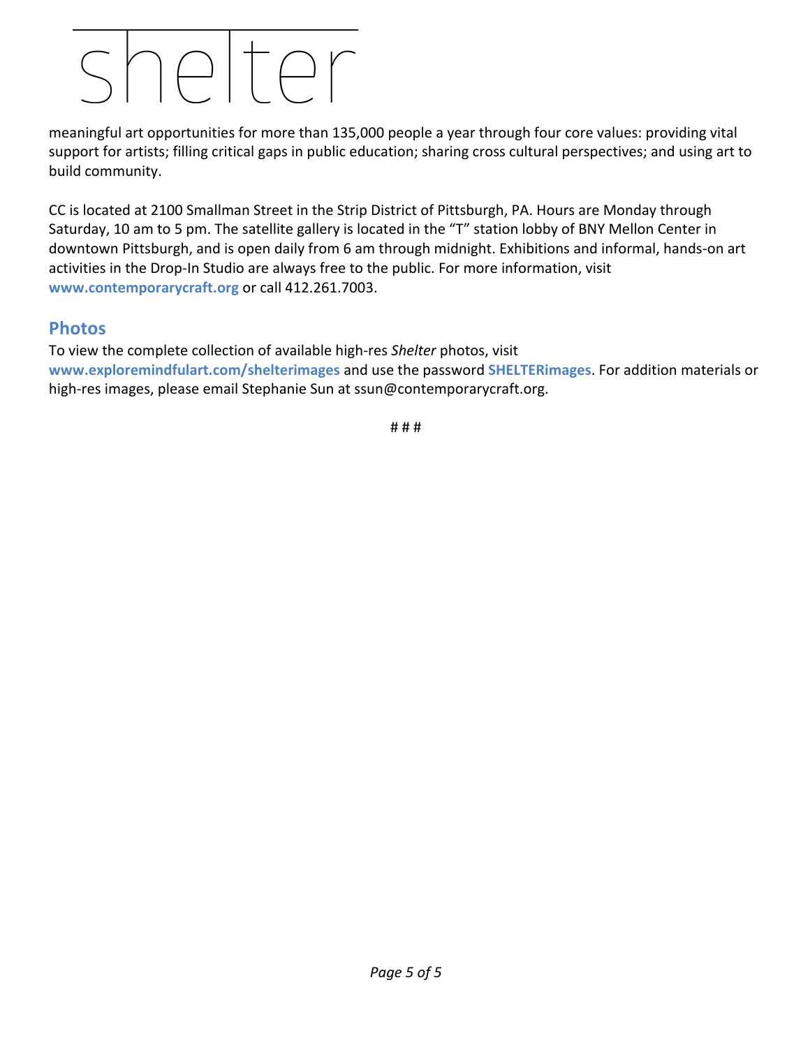meaningful art opportunities for more than 135,000 people a year through four core values: providing vital support for artists; filling critical gaps in public education; sharing cross cultural perspectives; and using art to build community.

CC is located at 2100 Smallman Street in the Strip District of Pittsburgh, PA. Hours are Monday through Saturday, 10 am to 5 pm. The satellite gallery is located in the "T" station lobby of BNY Mellon Center in downtown Pittsburgh, and is open daily from 6 am through midnight. Exhibitions and informal, hands-on art activities in the Drop-In Studio are always free to the public. For more information, visit **www.contemporarycraft.org** or call 412.261.7003.

## Photos

To view the complete collection of available high-res *Shelter* photos, visit **www.exploremindfulart.com/shelterimages** and use the password **SHELTERimages**. For addition materials or high-res images, please email Stephanie Sun at ssun@contemporarycraft.org.

# # #